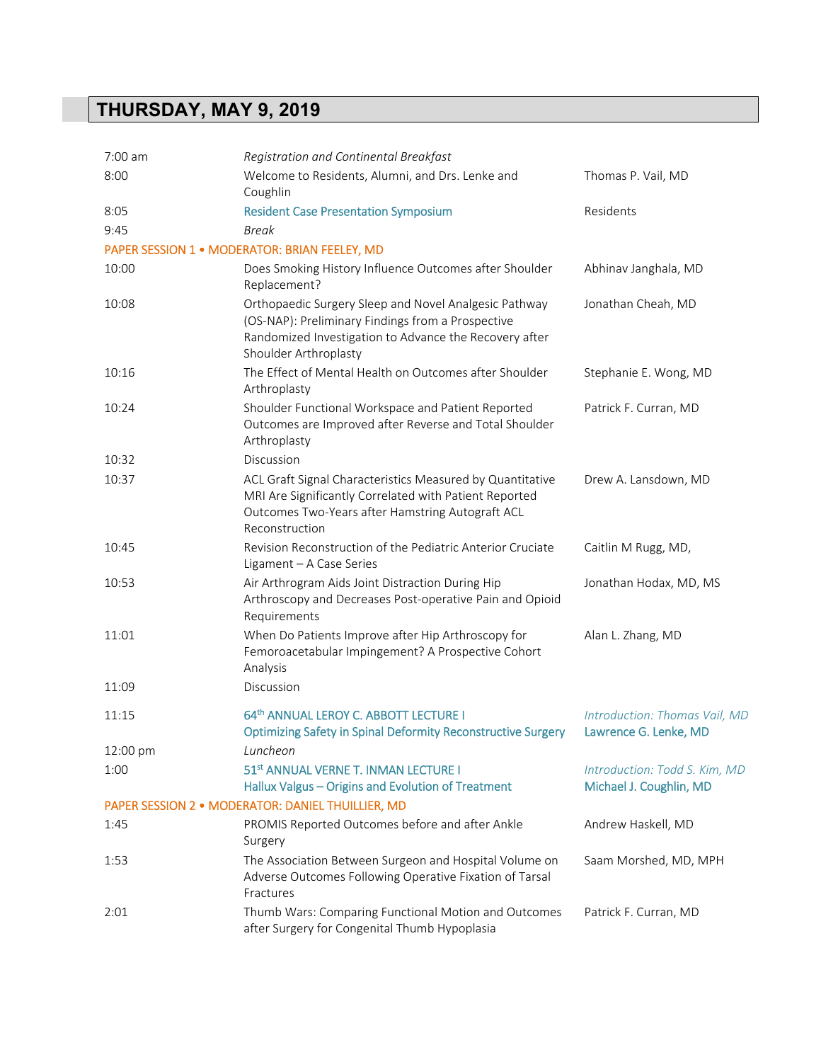# THURSDAY, MAY 9, 2019

| Time | Event | Presenter |
|---|---|---|
| 7:00 am | *Registration and Continental Breakfast* | |
| 8:00 | Welcome to Residents, Alumni, and Drs. Lenke and Coughlin | Thomas P. Vail, MD |
| 8:05 | Resident Case Presentation Symposium | Residents |
| 9:45 | *Break* | |
| **PAPER SESSION 1 • MODERATOR: BRIAN FEELEY, MD** | | |
| 10:00 | Does Smoking History Influence Outcomes after Shoulder Replacement? | Abhinav Janghala, MD |
| 10:08 | Orthopaedic Surgery Sleep and Novel Analgesic Pathway (OS-NAP): Preliminary Findings from a Prospective Randomized Investigation to Advance the Recovery after Shoulder Arthroplasty | Jonathan Cheah, MD |
| 10:16 | The Effect of Mental Health on Outcomes after Shoulder Arthroplasty | Stephanie E. Wong, MD |
| 10:24 | Shoulder Functional Workspace and Patient Reported Outcomes are Improved after Reverse and Total Shoulder Arthroplasty | Patrick F. Curran, MD |
| 10:32 | Discussion | |
| 10:37 | ACL Graft Signal Characteristics Measured by Quantitative MRI Are Significantly Correlated with Patient Reported Outcomes Two-Years after Hamstring Autograft ACL Reconstruction | Drew A. Lansdown, MD |
| 10:45 | Revision Reconstruction of the Pediatric Anterior Cruciate Ligament – A Case Series | Caitlin M Rugg, MD, |
| 10:53 | Air Arthrogram Aids Joint Distraction During Hip Arthroscopy and Decreases Post-operative Pain and Opioid Requirements | Jonathan Hodax, MD, MS |
| 11:01 | When Do Patients Improve after Hip Arthroscopy for Femoroacetabular Impingement? A Prospective Cohort Analysis | Alan L. Zhang, MD |
| 11:09 | Discussion | |
| 11:15 | 64th ANNUAL LEROY C. ABBOTT LECTURE I<br>Optimizing Safety in Spinal Deformity Reconstructive Surgery | *Introduction: Thomas Vail, MD*<br>Lawrence G. Lenke, MD |
| 12:00 pm | *Luncheon* | |
| 1:00 | 51st ANNUAL VERNE T. INMAN LECTURE I<br>Hallux Valgus – Origins and Evolution of Treatment | *Introduction: Todd S. Kim, MD*<br>Michael J. Coughlin, MD |
| **PAPER SESSION 2 • MODERATOR: DANIEL THUILLIER, MD** | | |
| 1:45 | PROMIS Reported Outcomes before and after Ankle Surgery | Andrew Haskell, MD |
| 1:53 | The Association Between Surgeon and Hospital Volume on Adverse Outcomes Following Operative Fixation of Tarsal Fractures | Saam Morshed, MD, MPH |
| 2:01 | Thumb Wars: Comparing Functional Motion and Outcomes after Surgery for Congenital Thumb Hypoplasia | Patrick F. Curran, MD |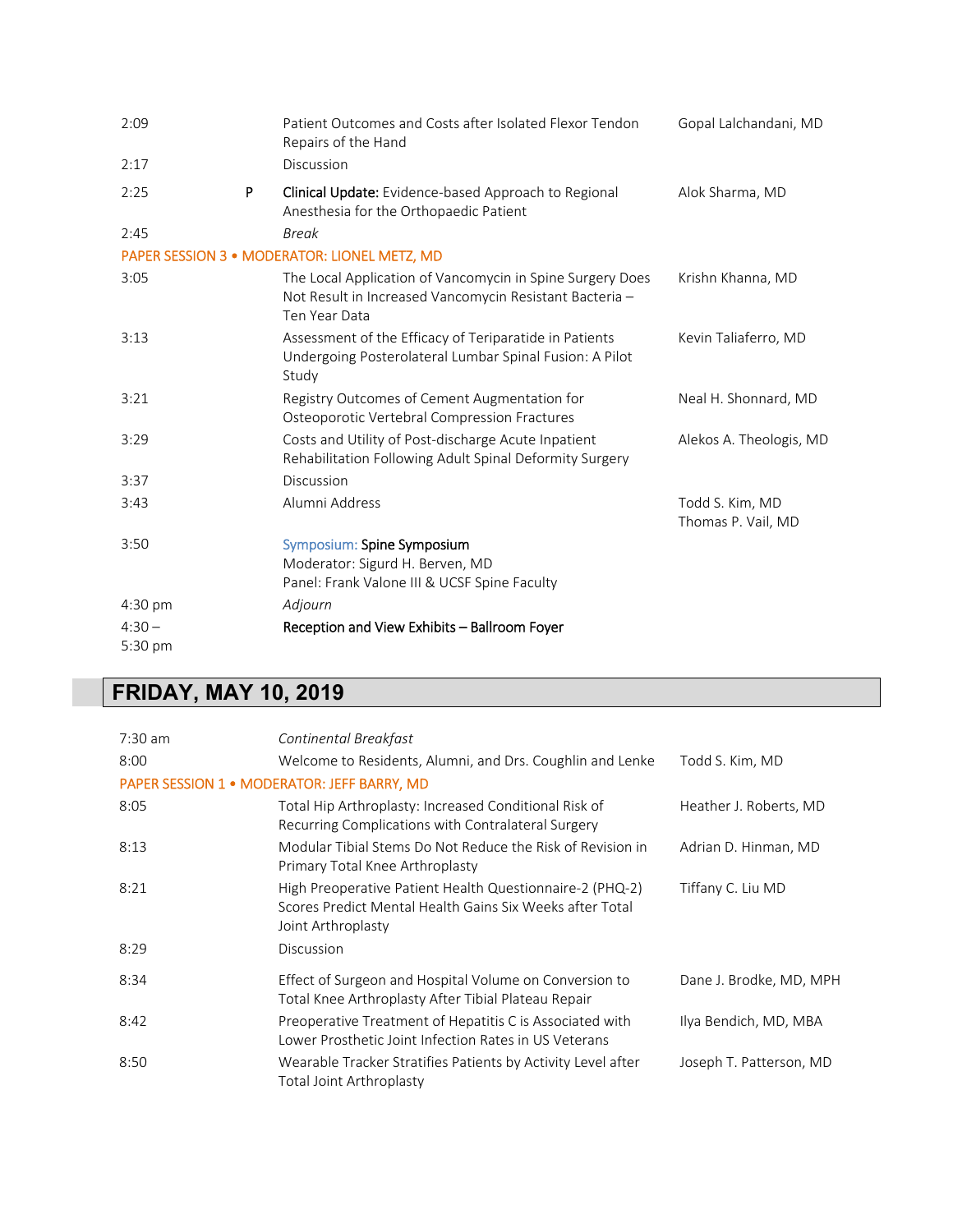| | | | |
|---|---|---|---|
| 2:09 | | Patient Outcomes and Costs after Isolated Flexor Tendon Repairs of the Hand | Gopal Lalchandani, MD |
| 2:17 | | Discussion | |
| 2:25 | P | **Clinical Update:** Evidence-based Approach to Regional Anesthesia for the Orthopaedic Patient | Alok Sharma, MD |
| 2:45 | | *Break* | |
| **PAPER SESSION 3 • MODERATOR: LIONEL METZ, MD** | | | |
| 3:05 | | The Local Application of Vancomycin in Spine Surgery Does Not Result in Increased Vancomycin Resistant Bacteria – Ten Year Data | Krishn Khanna, MD |
| 3:13 | | Assessment of the Efficacy of Teriparatide in Patients Undergoing Posterolateral Lumbar Spinal Fusion: A Pilot Study | Kevin Taliaferro, MD |
| 3:21 | | Registry Outcomes of Cement Augmentation for Osteoporotic Vertebral Compression Fractures | Neal H. Shonnard, MD |
| 3:29 | | Costs and Utility of Post-discharge Acute Inpatient Rehabilitation Following Adult Spinal Deformity Surgery | Alekos A. Theologis, MD |
| 3:37 | | Discussion | |
| 3:43 | | Alumni Address | Todd S. Kim, MD<br>Thomas P. Vail, MD |
| 3:50 | | Symposium: **Spine Symposium**<br>Moderator: Sigurd H. Berven, MD<br>Panel: Frank Valone III & UCSF Spine Faculty | |
| 4:30 pm | | *Adjourn* | |
| 4:30 – 5:30 pm | | **Reception and View Exhibits – Ballroom Foyer** | |

## FRIDAY, MAY 10, 2019

| | | |
|---|---|---|
| 7:30 am | *Continental Breakfast* | |
| 8:00 | Welcome to Residents, Alumni, and Drs. Coughlin and Lenke | Todd S. Kim, MD |
| **PAPER SESSION 1 • MODERATOR: JEFF BARRY, MD** | | |
| 8:05 | Total Hip Arthroplasty: Increased Conditional Risk of Recurring Complications with Contralateral Surgery | Heather J. Roberts, MD |
| 8:13 | Modular Tibial Stems Do Not Reduce the Risk of Revision in Primary Total Knee Arthroplasty | Adrian D. Hinman, MD |
| 8:21 | High Preoperative Patient Health Questionnaire-2 (PHQ-2) Scores Predict Mental Health Gains Six Weeks after Total Joint Arthroplasty | Tiffany C. Liu MD |
| 8:29 | Discussion | |
| 8:34 | Effect of Surgeon and Hospital Volume on Conversion to Total Knee Arthroplasty After Tibial Plateau Repair | Dane J. Brodke, MD, MPH |
| 8:42 | Preoperative Treatment of Hepatitis C is Associated with Lower Prosthetic Joint Infection Rates in US Veterans | Ilya Bendich, MD, MBA |
| 8:50 | Wearable Tracker Stratifies Patients by Activity Level after Total Joint Arthroplasty | Joseph T. Patterson, MD |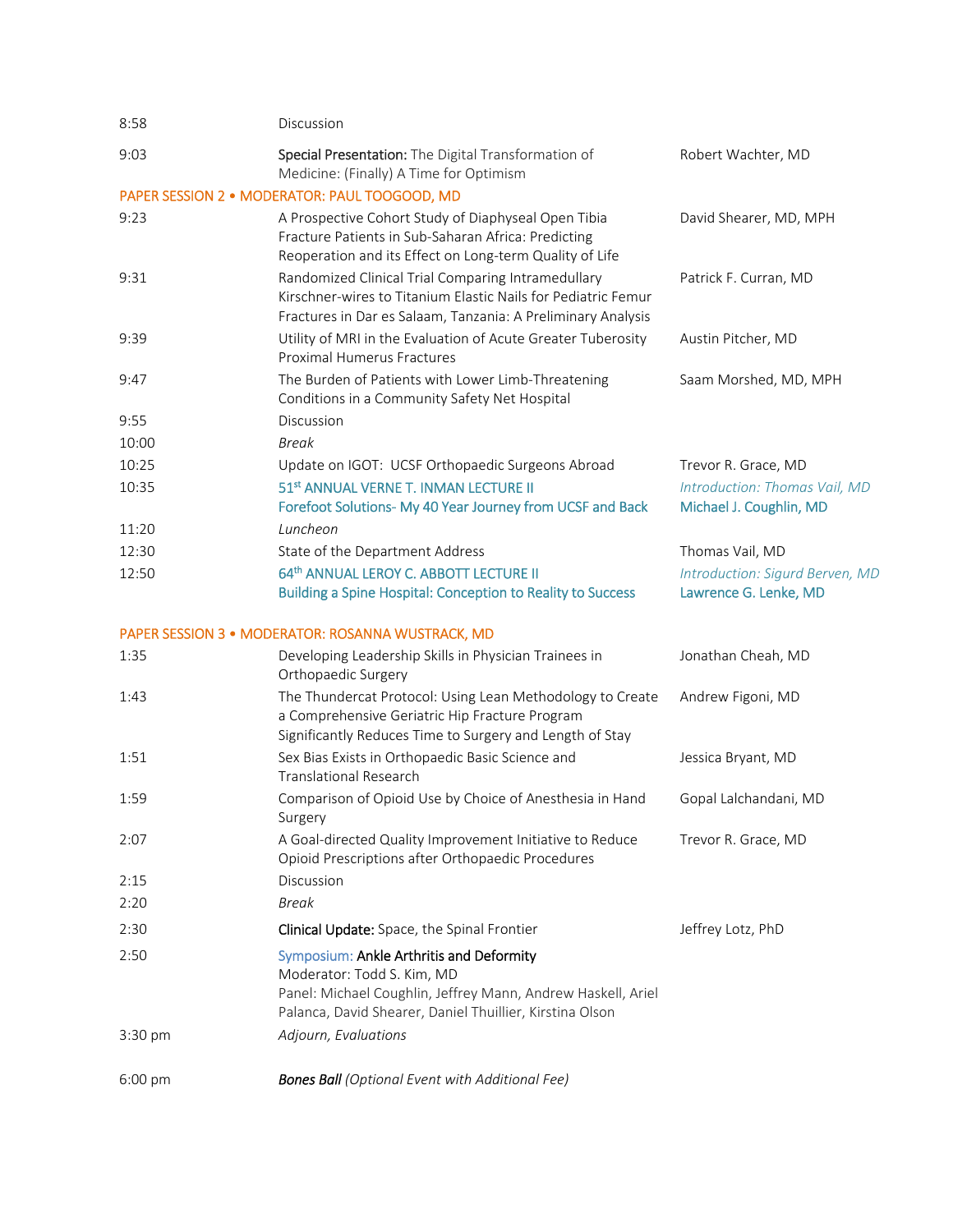| | | |
|---|---|---|
| 8:58 | Discussion | |
| 9:03 | **Special Presentation:** The Digital Transformation of Medicine: (Finally) A Time for Optimism | Robert Wachter, MD |

**PAPER SESSION 2 • MODERATOR: PAUL TOOGOOD, MD**

| | | |
|---|---|---|
| 9:23 | A Prospective Cohort Study of Diaphyseal Open Tibia Fracture Patients in Sub-Saharan Africa: Predicting Reoperation and its Effect on Long-term Quality of Life | David Shearer, MD, MPH |
| 9:31 | Randomized Clinical Trial Comparing Intramedullary Kirschner-wires to Titanium Elastic Nails for Pediatric Femur Fractures in Dar es Salaam, Tanzania: A Preliminary Analysis | Patrick F. Curran, MD |
| 9:39 | Utility of MRI in the Evaluation of Acute Greater Tuberosity Proximal Humerus Fractures | Austin Pitcher, MD |
| 9:47 | The Burden of Patients with Lower Limb-Threatening Conditions in a Community Safety Net Hospital | Saam Morshed, MD, MPH |
| 9:55 | Discussion | |
| 10:00 | *Break* | |
| 10:25 | Update on IGOT: UCSF Orthopaedic Surgeons Abroad | Trevor R. Grace, MD |
| 10:35 | 51st ANNUAL VERNE T. INMAN LECTURE II<br>Forefoot Solutions- My 40 Year Journey from UCSF and Back | *Introduction: Thomas Vail, MD*<br>Michael J. Coughlin, MD |
| 11:20 | *Luncheon* | |
| 12:30 | State of the Department Address | Thomas Vail, MD |
| 12:50 | 64th ANNUAL LEROY C. ABBOTT LECTURE II<br>Building a Spine Hospital: Conception to Reality to Success | *Introduction: Sigurd Berven, MD*<br>Lawrence G. Lenke, MD |

**PAPER SESSION 3 • MODERATOR: ROSANNA WUSTRACK, MD**

| | | |
|---|---|---|
| 1:35 | Developing Leadership Skills in Physician Trainees in Orthopaedic Surgery | Jonathan Cheah, MD |
| 1:43 | The Thundercat Protocol: Using Lean Methodology to Create a Comprehensive Geriatric Hip Fracture Program Significantly Reduces Time to Surgery and Length of Stay | Andrew Figoni, MD |
| 1:51 | Sex Bias Exists in Orthopaedic Basic Science and Translational Research | Jessica Bryant, MD |
| 1:59 | Comparison of Opioid Use by Choice of Anesthesia in Hand Surgery | Gopal Lalchandani, MD |
| 2:07 | A Goal-directed Quality Improvement Initiative to Reduce Opioid Prescriptions after Orthopaedic Procedures | Trevor R. Grace, MD |
| 2:15 | Discussion | |
| 2:20 | *Break* | |
| 2:30 | **Clinical Update:** Space, the Spinal Frontier | Jeffrey Lotz, PhD |
| 2:50 | Symposium: **Ankle Arthritis and Deformity**<br>Moderator: Todd S. Kim, MD<br>Panel: Michael Coughlin, Jeffrey Mann, Andrew Haskell, Ariel Palanca, David Shearer, Daniel Thuillier, Kirstina Olson | |
| 3:30 pm | *Adjourn, Evaluations* | |
| 6:00 pm | ***Bones Ball*** *(Optional Event with Additional Fee)* | |